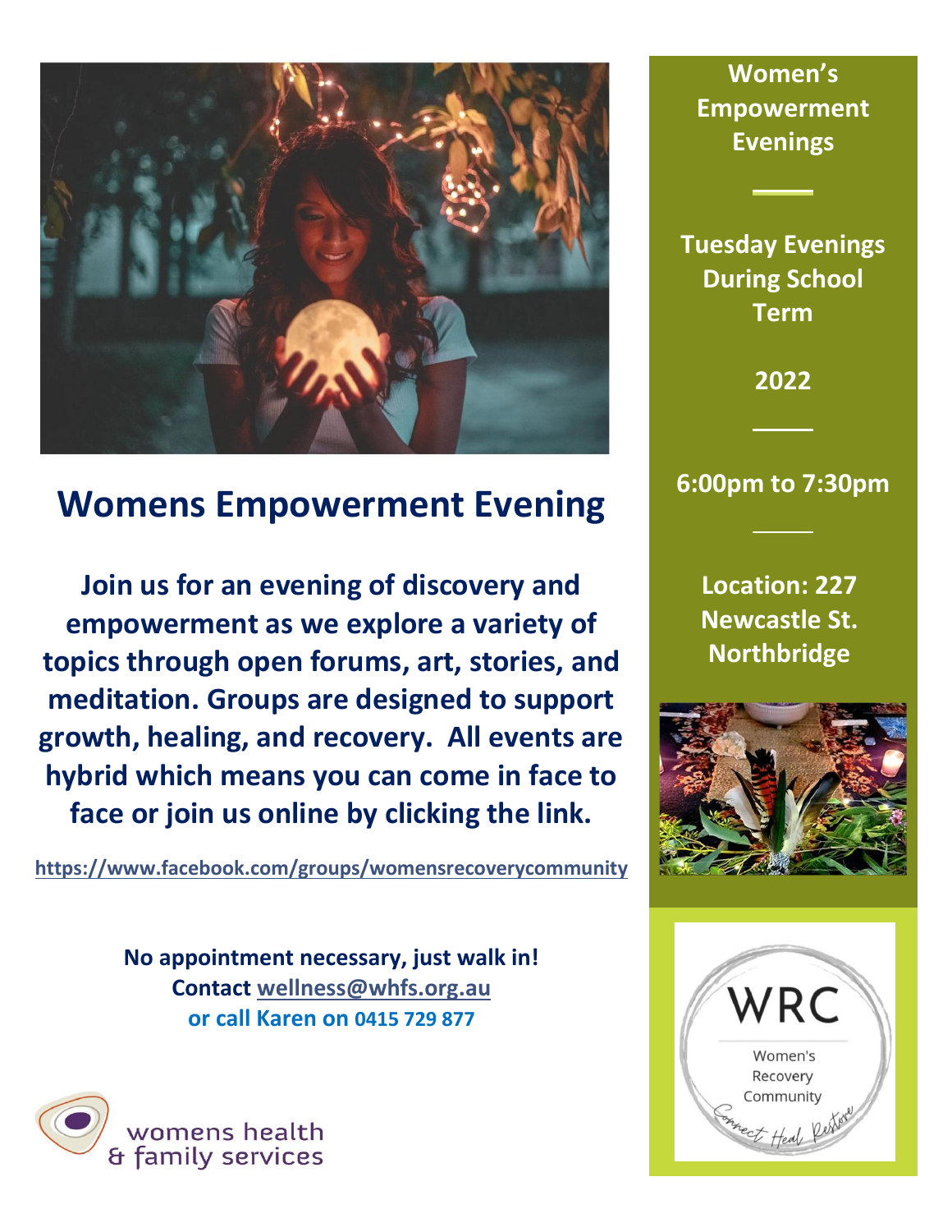# Womens Empowerment Evening

**Join us for an evening of discovery and empowerment as we explore a variety of topics through open forums, art, stories, and meditation. Groups are designed to support growth, healing, and recovery. All events are hybrid which means you can come in face to face or join us online by clicking the link.**

**https://www.facebook.com/groups/womensrecoverycommunity**

**No appointment necessary, just walk in!**
**Contact wellness@whfs.org.au**
**or call Karen on 0415 729 877**

womens health & family services

## Women's Empowerment Evenings

**Tuesday Evenings During School Term**

**2022**

**6:00pm to 7:30pm**

**Location: 227 Newcastle St. Northbridge**

WRC

Women's Recovery Community

Connect Heal Restore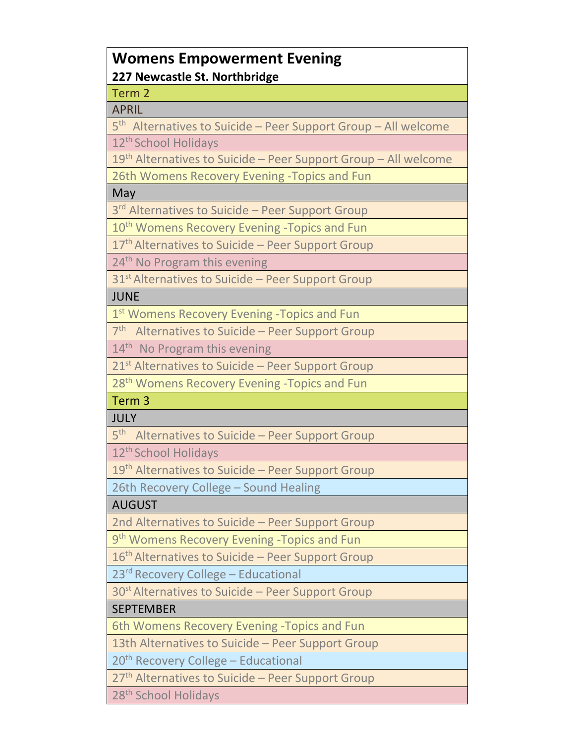| **Womens Empowerment Evening**<br>**227 Newcastle St. Northbridge** |
|---|
| Term 2 |
| APRIL |
| 5th Alternatives to Suicide – Peer Support Group – All welcome |
| 12th School Holidays |
| 19th Alternatives to Suicide – Peer Support Group – All welcome |
| 26th Womens Recovery Evening -Topics and Fun |
| May |
| 3rd Alternatives to Suicide – Peer Support Group |
| 10th Womens Recovery Evening -Topics and Fun |
| 17th Alternatives to Suicide – Peer Support Group |
| 24th No Program this evening |
| 31st Alternatives to Suicide – Peer Support Group |
| JUNE |
| 1st Womens Recovery Evening -Topics and Fun |
| 7th Alternatives to Suicide – Peer Support Group |
| 14th No Program this evening |
| 21st Alternatives to Suicide – Peer Support Group |
| 28th Womens Recovery Evening -Topics and Fun |
| Term 3 |
| JULY |
| 5th Alternatives to Suicide – Peer Support Group |
| 12th School Holidays |
| 19th Alternatives to Suicide – Peer Support Group |
| 26th Recovery College – Sound Healing |
| AUGUST |
| 2nd Alternatives to Suicide – Peer Support Group |
| 9th Womens Recovery Evening -Topics and Fun |
| 16th Alternatives to Suicide – Peer Support Group |
| 23rd Recovery College – Educational |
| 30st Alternatives to Suicide – Peer Support Group |
| SEPTEMBER |
| 6th Womens Recovery Evening -Topics and Fun |
| 13th Alternatives to Suicide – Peer Support Group |
| 20th Recovery College – Educational |
| 27th Alternatives to Suicide – Peer Support Group |
| 28th School Holidays |